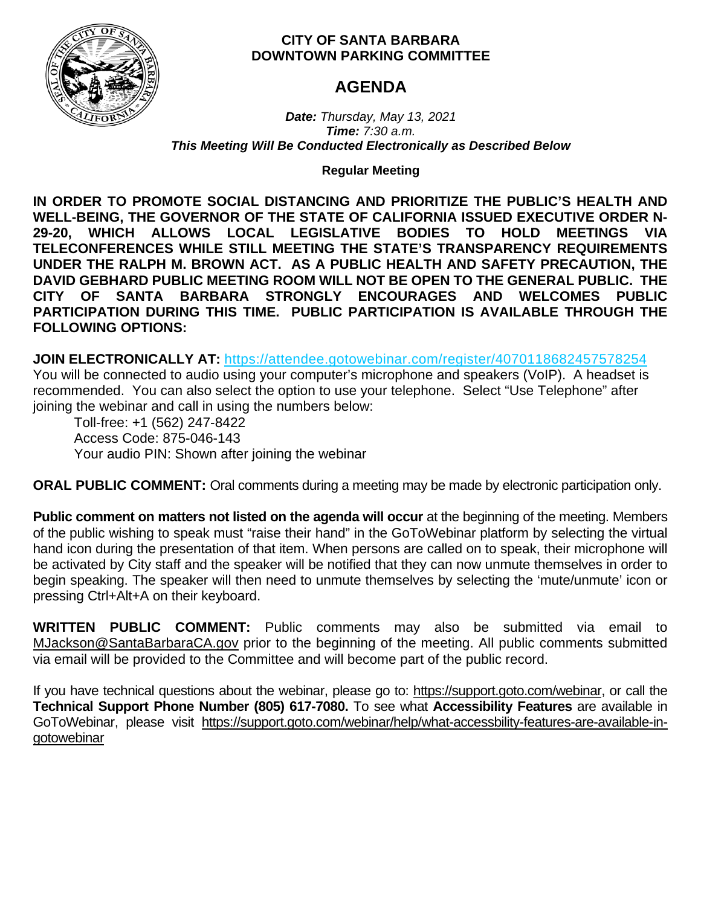**CITY OF SANTA BARBARA**
**DOWNTOWN PARKING COMMITTEE**

# AGENDA

***Date:*** *Thursday, May 13, 2021*
***Time:*** *7:30 a.m.*
***This Meeting Will Be Conducted Electronically as Described Below***

**Regular Meeting**

**IN ORDER TO PROMOTE SOCIAL DISTANCING AND PRIORITIZE THE PUBLIC'S HEALTH AND WELL-BEING, THE GOVERNOR OF THE STATE OF CALIFORNIA ISSUED EXECUTIVE ORDER N-29-20, WHICH ALLOWS LOCAL LEGISLATIVE BODIES TO HOLD MEETINGS VIA TELECONFERENCES WHILE STILL MEETING THE STATE'S TRANSPARENCY REQUIREMENTS UNDER THE RALPH M. BROWN ACT. AS A PUBLIC HEALTH AND SAFETY PRECAUTION, THE DAVID GEBHARD PUBLIC MEETING ROOM WILL NOT BE OPEN TO THE GENERAL PUBLIC. THE CITY OF SANTA BARBARA STRONGLY ENCOURAGES AND WELCOMES PUBLIC PARTICIPATION DURING THIS TIME. PUBLIC PARTICIPATION IS AVAILABLE THROUGH THE FOLLOWING OPTIONS:**

**JOIN ELECTRONICALLY AT:** https://attendee.gotowebinar.com/register/4070118682457578254
You will be connected to audio using your computer's microphone and speakers (VoIP). A headset is recommended. You can also select the option to use your telephone. Select "Use Telephone" after joining the webinar and call in using the numbers below:

Toll-free: +1 (562) 247-8422
Access Code: 875-046-143
Your audio PIN: Shown after joining the webinar

**ORAL PUBLIC COMMENT:** Oral comments during a meeting may be made by electronic participation only.

**Public comment on matters not listed on the agenda will occur** at the beginning of the meeting. Members of the public wishing to speak must "raise their hand" in the GoToWebinar platform by selecting the virtual hand icon during the presentation of that item. When persons are called on to speak, their microphone will be activated by City staff and the speaker will be notified that they can now unmute themselves in order to begin speaking. The speaker will then need to unmute themselves by selecting the 'mute/unmute' icon or pressing Ctrl+Alt+A on their keyboard.

**WRITTEN PUBLIC COMMENT:** Public comments may also be submitted via email to MJackson@SantaBarbaraCA.gov prior to the beginning of the meeting. All public comments submitted via email will be provided to the Committee and will become part of the public record.

If you have technical questions about the webinar, please go to: https://support.goto.com/webinar, or call the **Technical Support Phone Number (805) 617-7080.** To see what **Accessibility Features** are available in GoToWebinar, please visit https://support.goto.com/webinar/help/what-accessbility-features-are-available-in-gotowebinar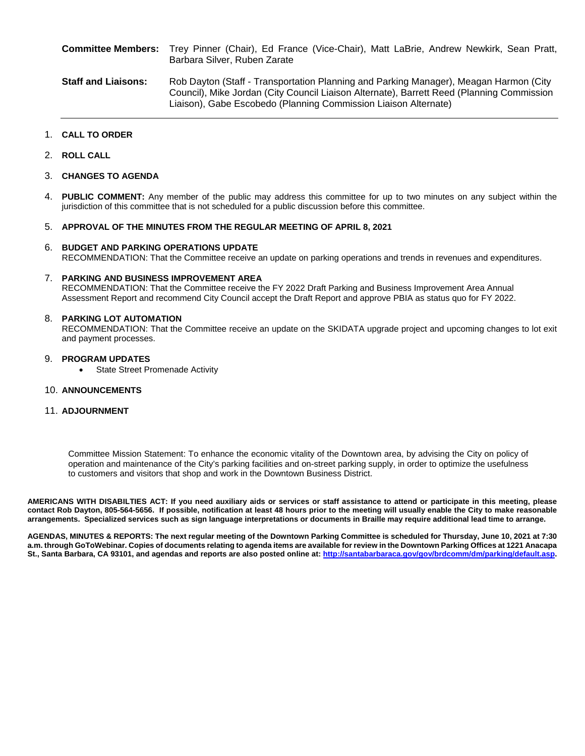**Committee Members:** Trey Pinner (Chair), Ed France (Vice-Chair), Matt LaBrie, Andrew Newkirk, Sean Pratt, Barbara Silver, Ruben Zarate

**Staff and Liaisons:** Rob Dayton (Staff - Transportation Planning and Parking Manager), Meagan Harmon (City Council), Mike Jordan (City Council Liaison Alternate), Barrett Reed (Planning Commission Liaison), Gabe Escobedo (Planning Commission Liaison Alternate)

---

1. **CALL TO ORDER**

2. **ROLL CALL**

3. **CHANGES TO AGENDA**

4. **PUBLIC COMMENT:** Any member of the public may address this committee for up to two minutes on any subject within the jurisdiction of this committee that is not scheduled for a public discussion before this committee.

5. **APPROVAL OF THE MINUTES FROM THE REGULAR MEETING OF APRIL 8, 2021**

6. **BUDGET AND PARKING OPERATIONS UPDATE**
   RECOMMENDATION: That the Committee receive an update on parking operations and trends in revenues and expenditures.

7. **PARKING AND BUSINESS IMPROVEMENT AREA**
   RECOMMENDATION: That the Committee receive the FY 2022 Draft Parking and Business Improvement Area Annual Assessment Report and recommend City Council accept the Draft Report and approve PBIA as status quo for FY 2022.

8. **PARKING LOT AUTOMATION**
   RECOMMENDATION: That the Committee receive an update on the SKIDATA upgrade project and upcoming changes to lot exit and payment processes.

9. **PROGRAM UPDATES**
   - State Street Promenade Activity

10. **ANNOUNCEMENTS**

11. **ADJOURNMENT**

Committee Mission Statement: To enhance the economic vitality of the Downtown area, by advising the City on policy of operation and maintenance of the City's parking facilities and on-street parking supply, in order to optimize the usefulness to customers and visitors that shop and work in the Downtown Business District.

**AMERICANS WITH DISABILTIES ACT: If you need auxiliary aids or services or staff assistance to attend or participate in this meeting, please contact Rob Dayton, 805-564-5656. If possible, notification at least 48 hours prior to the meeting will usually enable the City to make reasonable arrangements. Specialized services such as sign language interpretations or documents in Braille may require additional lead time to arrange.**

**AGENDAS, MINUTES & REPORTS: The next regular meeting of the Downtown Parking Committee is scheduled for Thursday, June 10, 2021 at 7:30 a.m. through GoToWebinar. Copies of documents relating to agenda items are available for review in the Downtown Parking Offices at 1221 Anacapa St., Santa Barbara, CA 93101, and agendas and reports are also posted online at: [http://santabarbaraca.gov/gov/brdcomm/dm/parking/default.asp](http://santabarbaraca.gov/gov/brdcomm/dm/parking/default.asp).**